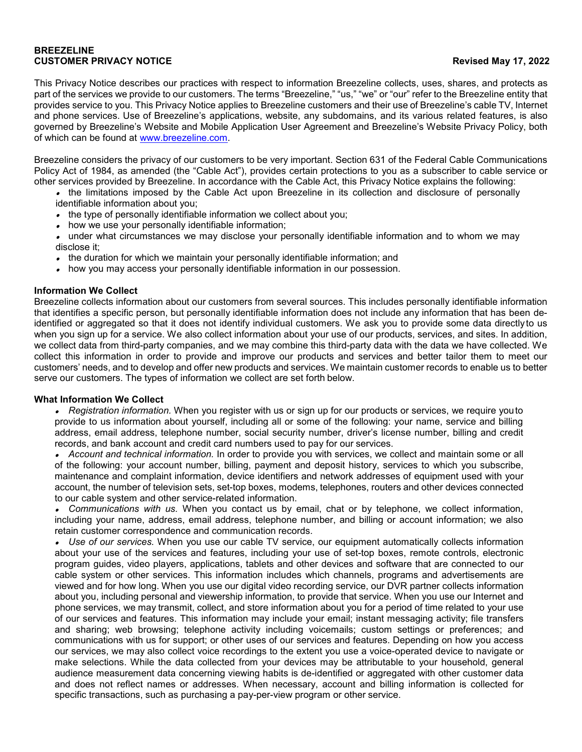**BREEZELINE**
**CUSTOMER PRIVACY NOTICE** **Revised May 17, 2022**

This Privacy Notice describes our practices with respect to information Breezeline collects, uses, shares, and protects as part of the services we provide to our customers. The terms "Breezeline," "us," "we" or "our" refer to the Breezeline entity that provides service to you. This Privacy Notice applies to Breezeline customers and their use of Breezeline's cable TV, Internet and phone services. Use of Breezeline's applications, website, any subdomains, and its various related features, is also governed by Breezeline's Website and Mobile Application User Agreement and Breezeline's Website Privacy Policy, both of which can be found at [www.breezeline.com](www.breezeline.com).

Breezeline considers the privacy of our customers to be very important. Section 631 of the Federal Cable Communications Policy Act of 1984, as amended (the "Cable Act"), provides certain protections to you as a subscriber to cable service or other services provided by Breezeline. In accordance with the Cable Act, this Privacy Notice explains the following:

- the limitations imposed by the Cable Act upon Breezeline in its collection and disclosure of personally identifiable information about you;
- the type of personally identifiable information we collect about you;
- how we use your personally identifiable information;
- under what circumstances we may disclose your personally identifiable information and to whom we may disclose it;
- the duration for which we maintain your personally identifiable information; and
- how you may access your personally identifiable information in our possession.

**Information We Collect**

Breezeline collects information about our customers from several sources. This includes personally identifiable information that identifies a specific person, but personally identifiable information does not include any information that has been de-identified or aggregated so that it does not identify individual customers. We ask you to provide some data directly to us when you sign up for a service. We also collect information about your use of our products, services, and sites. In addition, we collect data from third-party companies, and we may combine this third-party data with the data we have collected. We collect this information in order to provide and improve our products and services and better tailor them to meet our customers' needs, and to develop and offer new products and services. We maintain customer records to enable us to better serve our customers. The types of information we collect are set forth below.

**What Information We Collect**

- *Registration information.* When you register with us or sign up for our products or services, we require you to provide to us information about yourself, including all or some of the following: your name, service and billing address, email address, telephone number, social security number, driver's license number, billing and credit records, and bank account and credit card numbers used to pay for our services.
- *Account and technical information.* In order to provide you with services, we collect and maintain some or all of the following: your account number, billing, payment and deposit history, services to which you subscribe, maintenance and complaint information, device identifiers and network addresses of equipment used with your account, the number of television sets, set-top boxes, modems, telephones, routers and other devices connected to our cable system and other service-related information.
- *Communications with us.* When you contact us by email, chat or by telephone, we collect information, including your name, address, email address, telephone number, and billing or account information; we also retain customer correspondence and communication records.
- *Use of our services.* When you use our cable TV service, our equipment automatically collects information about your use of the services and features, including your use of set-top boxes, remote controls, electronic program guides, video players, applications, tablets and other devices and software that are connected to our cable system or other services. This information includes which channels, programs and advertisements are viewed and for how long. When you use our digital video recording service, our DVR partner collects information about you, including personal and viewership information, to provide that service. When you use our Internet and phone services, we may transmit, collect, and store information about you for a period of time related to your use of our services and features. This information may include your email; instant messaging activity; file transfers and sharing; web browsing; telephone activity including voicemails; custom settings or preferences; and communications with us for support; or other uses of our services and features. Depending on how you access our services, we may also collect voice recordings to the extent you use a voice-operated device to navigate or make selections. While the data collected from your devices may be attributable to your household, general audience measurement data concerning viewing habits is de-identified or aggregated with other customer data and does not reflect names or addresses. When necessary, account and billing information is collected for specific transactions, such as purchasing a pay-per-view program or other service.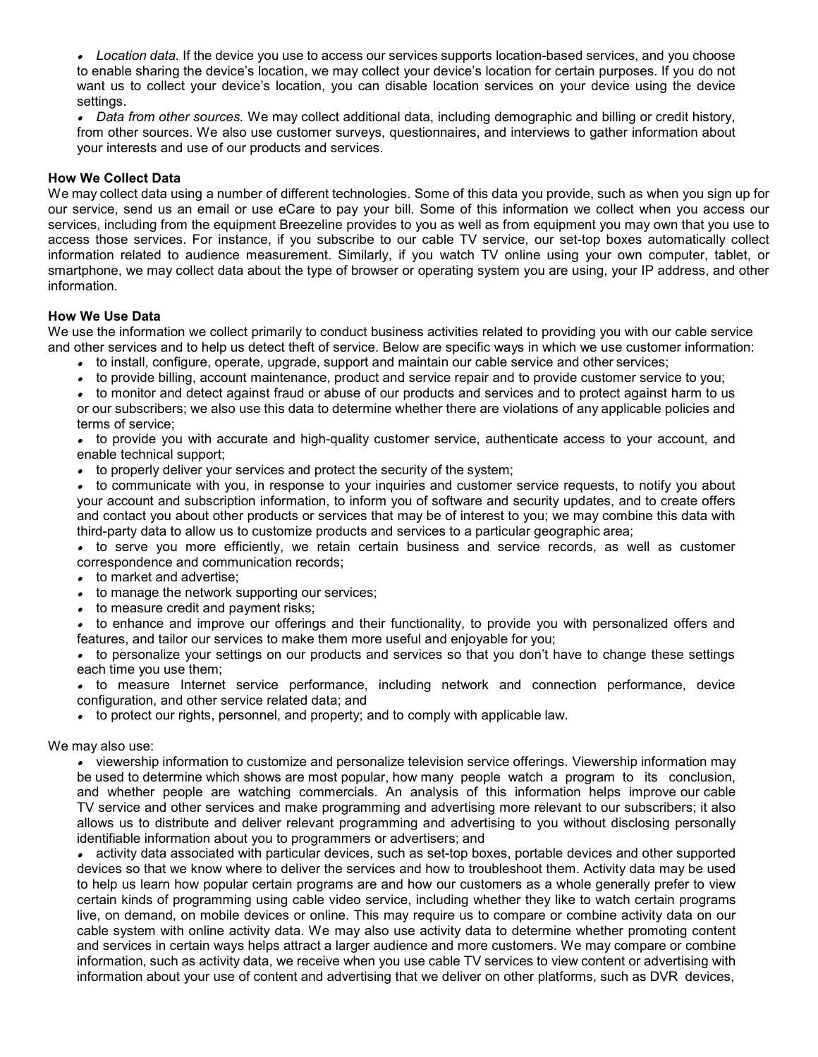- *Location data.* If the device you use to access our services supports location-based services, and you choose to enable sharing the device's location, we may collect your device's location for certain purposes. If you do not want us to collect your device's location, you can disable location services on your device using the device settings.
- *Data from other sources.* We may collect additional data, including demographic and billing or credit history, from other sources. We also use customer surveys, questionnaires, and interviews to gather information about your interests and use of our products and services.

**How We Collect Data**

We may collect data using a number of different technologies. Some of this data you provide, such as when you sign up for our service, send us an email or use eCare to pay your bill. Some of this information we collect when you access our services, including from the equipment Breezeline provides to you as well as from equipment you may own that you use to access those services. For instance, if you subscribe to our cable TV service, our set-top boxes automatically collect information related to audience measurement. Similarly, if you watch TV online using your own computer, tablet, or smartphone, we may collect data about the type of browser or operating system you are using, your IP address, and other information.

**How We Use Data**

We use the information we collect primarily to conduct business activities related to providing you with our cable service and other services and to help us detect theft of service. Below are specific ways in which we use customer information:

- to install, configure, operate, upgrade, support and maintain our cable service and other services;
- to provide billing, account maintenance, product and service repair and to provide customer service to you;
- to monitor and detect against fraud or abuse of our products and services and to protect against harm to us or our subscribers; we also use this data to determine whether there are violations of any applicable policies and terms of service;
- to provide you with accurate and high-quality customer service, authenticate access to your account, and enable technical support;
- to properly deliver your services and protect the security of the system;
- to communicate with you, in response to your inquiries and customer service requests, to notify you about your account and subscription information, to inform you of software and security updates, and to create offers and contact you about other products or services that may be of interest to you; we may combine this data with third-party data to allow us to customize products and services to a particular geographic area;
- to serve you more efficiently, we retain certain business and service records, as well as customer correspondence and communication records;
- to market and advertise;
- to manage the network supporting our services;
- to measure credit and payment risks;
- to enhance and improve our offerings and their functionality, to provide you with personalized offers and features, and tailor our services to make them more useful and enjoyable for you;
- to personalize your settings on our products and services so that you don't have to change these settings each time you use them;
- to measure Internet service performance, including network and connection performance, device configuration, and other service related data; and
- to protect our rights, personnel, and property; and to comply with applicable law.

We may also use:

- viewership information to customize and personalize television service offerings. Viewership information may be used to determine which shows are most popular, how many people watch a program to its conclusion, and whether people are watching commercials. An analysis of this information helps improve our cable TV service and other services and make programming and advertising more relevant to our subscribers; it also allows us to distribute and deliver relevant programming and advertising to you without disclosing personally identifiable information about you to programmers or advertisers; and
- activity data associated with particular devices, such as set-top boxes, portable devices and other supported devices so that we know where to deliver the services and how to troubleshoot them. Activity data may be used to help us learn how popular certain programs are and how our customers as a whole generally prefer to view certain kinds of programming using cable video service, including whether they like to watch certain programs live, on demand, on mobile devices or online. This may require us to compare or combine activity data on our cable system with online activity data. We may also use activity data to determine whether promoting content and services in certain ways helps attract a larger audience and more customers. We may compare or combine information, such as activity data, we receive when you use cable TV services to view content or advertising with information about your use of content and advertising that we deliver on other platforms, such as DVR devices,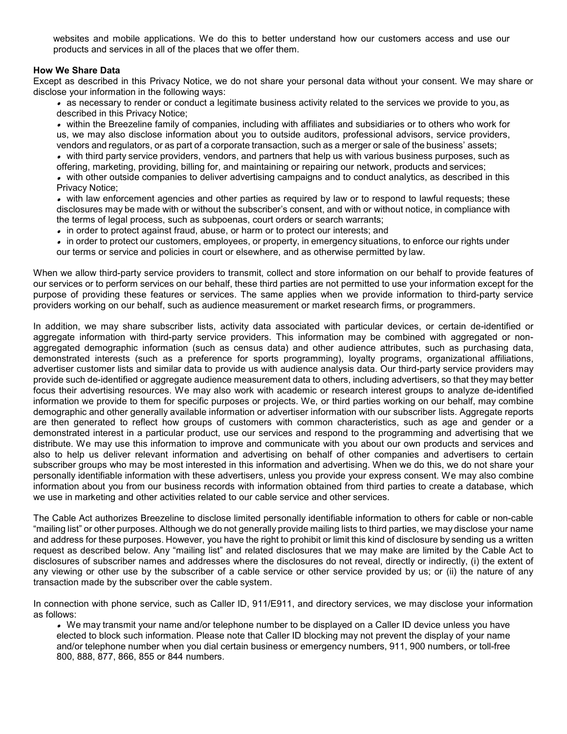websites and mobile applications. We do this to better understand how our customers access and use our products and services in all of the places that we offer them.

**How We Share Data**

Except as described in this Privacy Notice, we do not share your personal data without your consent. We may share or disclose your information in the following ways:

- as necessary to render or conduct a legitimate business activity related to the services we provide to you, as described in this Privacy Notice;
- within the Breezeline family of companies, including with affiliates and subsidiaries or to others who work for us, we may also disclose information about you to outside auditors, professional advisors, service providers, vendors and regulators, or as part of a corporate transaction, such as a merger or sale of the business' assets;
- with third party service providers, vendors, and partners that help us with various business purposes, such as offering, marketing, providing, billing for, and maintaining or repairing our network, products and services;
- with other outside companies to deliver advertising campaigns and to conduct analytics, as described in this Privacy Notice;
- with law enforcement agencies and other parties as required by law or to respond to lawful requests; these disclosures may be made with or without the subscriber's consent, and with or without notice, in compliance with the terms of legal process, such as subpoenas, court orders or search warrants;
- in order to protect against fraud, abuse, or harm or to protect our interests; and
- in order to protect our customers, employees, or property, in emergency situations, to enforce our rights under our terms or service and policies in court or elsewhere, and as otherwise permitted by law.

When we allow third-party service providers to transmit, collect and store information on our behalf to provide features of our services or to perform services on our behalf, these third parties are not permitted to use your information except for the purpose of providing these features or services. The same applies when we provide information to third-party service providers working on our behalf, such as audience measurement or market research firms, or programmers.

In addition, we may share subscriber lists, activity data associated with particular devices, or certain de-identified or aggregate information with third-party service providers. This information may be combined with aggregated or non-aggregated demographic information (such as census data) and other audience attributes, such as purchasing data, demonstrated interests (such as a preference for sports programming), loyalty programs, organizational affiliations, advertiser customer lists and similar data to provide us with audience analysis data. Our third-party service providers may provide such de-identified or aggregate audience measurement data to others, including advertisers, so that they may better focus their advertising resources. We may also work with academic or research interest groups to analyze de-identified information we provide to them for specific purposes or projects. We, or third parties working on our behalf, may combine demographic and other generally available information or advertiser information with our subscriber lists. Aggregate reports are then generated to reflect how groups of customers with common characteristics, such as age and gender or a demonstrated interest in a particular product, use our services and respond to the programming and advertising that we distribute. We may use this information to improve and communicate with you about our own products and services and also to help us deliver relevant information and advertising on behalf of other companies and advertisers to certain subscriber groups who may be most interested in this information and advertising. When we do this, we do not share your personally identifiable information with these advertisers, unless you provide your express consent. We may also combine information about you from our business records with information obtained from third parties to create a database, which we use in marketing and other activities related to our cable service and other services.

The Cable Act authorizes Breezeline to disclose limited personally identifiable information to others for cable or non-cable "mailing list" or other purposes. Although we do not generally provide mailing lists to third parties, we may disclose your name and address for these purposes. However, you have the right to prohibit or limit this kind of disclosure by sending us a written request as described below. Any "mailing list" and related disclosures that we may make are limited by the Cable Act to disclosures of subscriber names and addresses where the disclosures do not reveal, directly or indirectly, (i) the extent of any viewing or other use by the subscriber of a cable service or other service provided by us; or (ii) the nature of any transaction made by the subscriber over the cable system.

In connection with phone service, such as Caller ID, 911/E911, and directory services, we may disclose your information as follows:

- We may transmit your name and/or telephone number to be displayed on a Caller ID device unless you have elected to block such information. Please note that Caller ID blocking may not prevent the display of your name and/or telephone number when you dial certain business or emergency numbers, 911, 900 numbers, or toll-free 800, 888, 877, 866, 855 or 844 numbers.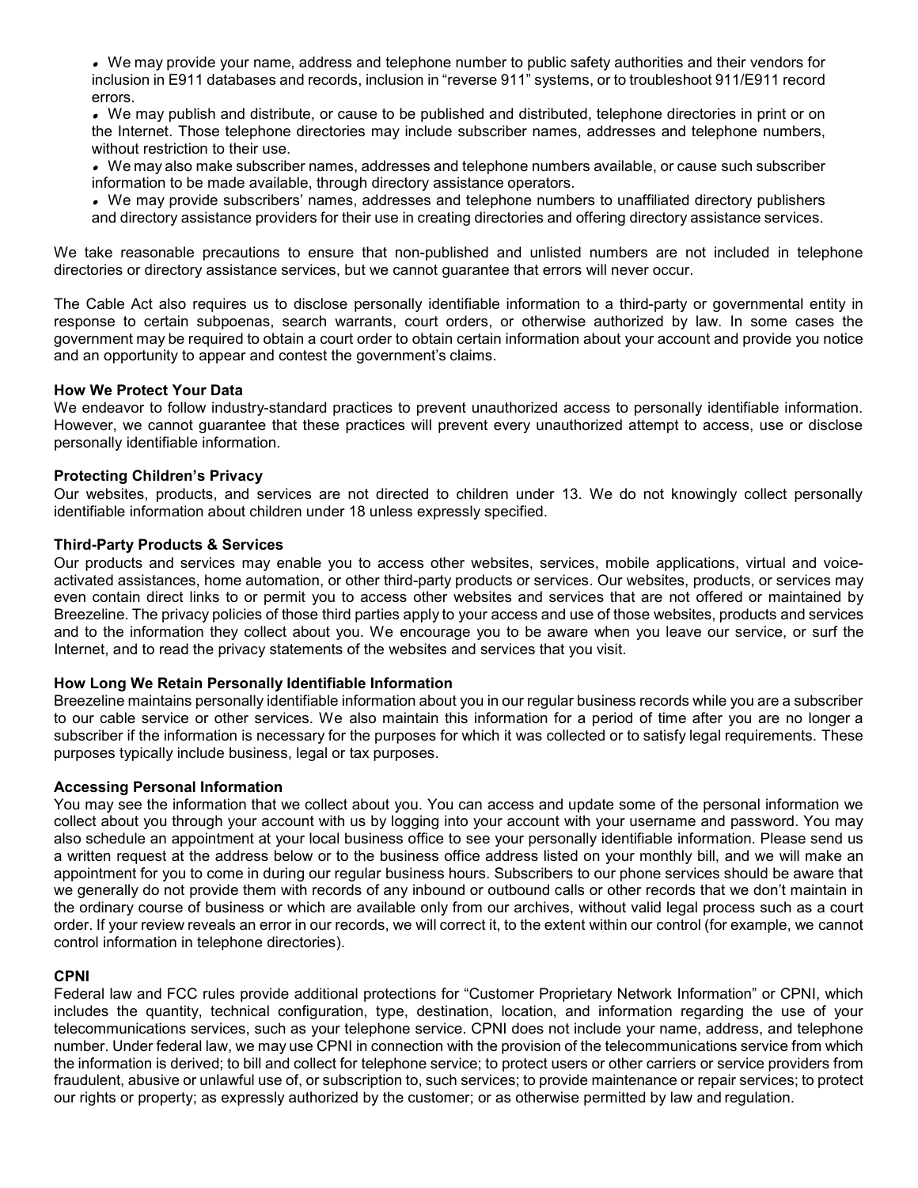- We may provide your name, address and telephone number to public safety authorities and their vendors for inclusion in E911 databases and records, inclusion in "reverse 911" systems, or to troubleshoot 911/E911 record errors.
- We may publish and distribute, or cause to be published and distributed, telephone directories in print or on the Internet. Those telephone directories may include subscriber names, addresses and telephone numbers, without restriction to their use.
- We may also make subscriber names, addresses and telephone numbers available, or cause such subscriber information to be made available, through directory assistance operators.
- We may provide subscribers' names, addresses and telephone numbers to unaffiliated directory publishers and directory assistance providers for their use in creating directories and offering directory assistance services.

We take reasonable precautions to ensure that non-published and unlisted numbers are not included in telephone directories or directory assistance services, but we cannot guarantee that errors will never occur.

The Cable Act also requires us to disclose personally identifiable information to a third-party or governmental entity in response to certain subpoenas, search warrants, court orders, or otherwise authorized by law. In some cases the government may be required to obtain a court order to obtain certain information about your account and provide you notice and an opportunity to appear and contest the government's claims.

**How We Protect Your Data**

We endeavor to follow industry-standard practices to prevent unauthorized access to personally identifiable information. However, we cannot guarantee that these practices will prevent every unauthorized attempt to access, use or disclose personally identifiable information.

**Protecting Children's Privacy**

Our websites, products, and services are not directed to children under 13. We do not knowingly collect personally identifiable information about children under 18 unless expressly specified.

**Third-Party Products & Services**

Our products and services may enable you to access other websites, services, mobile applications, virtual and voice-activated assistances, home automation, or other third-party products or services. Our websites, products, or services may even contain direct links to or permit you to access other websites and services that are not offered or maintained by Breezeline. The privacy policies of those third parties apply to your access and use of those websites, products and services and to the information they collect about you. We encourage you to be aware when you leave our service, or surf the Internet, and to read the privacy statements of the websites and services that you visit.

**How Long We Retain Personally Identifiable Information**

Breezeline maintains personally identifiable information about you in our regular business records while you are a subscriber to our cable service or other services. We also maintain this information for a period of time after you are no longer a subscriber if the information is necessary for the purposes for which it was collected or to satisfy legal requirements. These purposes typically include business, legal or tax purposes.

**Accessing Personal Information**

You may see the information that we collect about you. You can access and update some of the personal information we collect about you through your account with us by logging into your account with your username and password. You may also schedule an appointment at your local business office to see your personally identifiable information. Please send us a written request at the address below or to the business office address listed on your monthly bill, and we will make an appointment for you to come in during our regular business hours. Subscribers to our phone services should be aware that we generally do not provide them with records of any inbound or outbound calls or other records that we don't maintain in the ordinary course of business or which are available only from our archives, without valid legal process such as a court order. If your review reveals an error in our records, we will correct it, to the extent within our control (for example, we cannot control information in telephone directories).

**CPNI**

Federal law and FCC rules provide additional protections for "Customer Proprietary Network Information" or CPNI, which includes the quantity, technical configuration, type, destination, location, and information regarding the use of your telecommunications services, such as your telephone service. CPNI does not include your name, address, and telephone number. Under federal law, we may use CPNI in connection with the provision of the telecommunications service from which the information is derived; to bill and collect for telephone service; to protect users or other carriers or service providers from fraudulent, abusive or unlawful use of, or subscription to, such services; to provide maintenance or repair services; to protect our rights or property; as expressly authorized by the customer; or as otherwise permitted by law and regulation.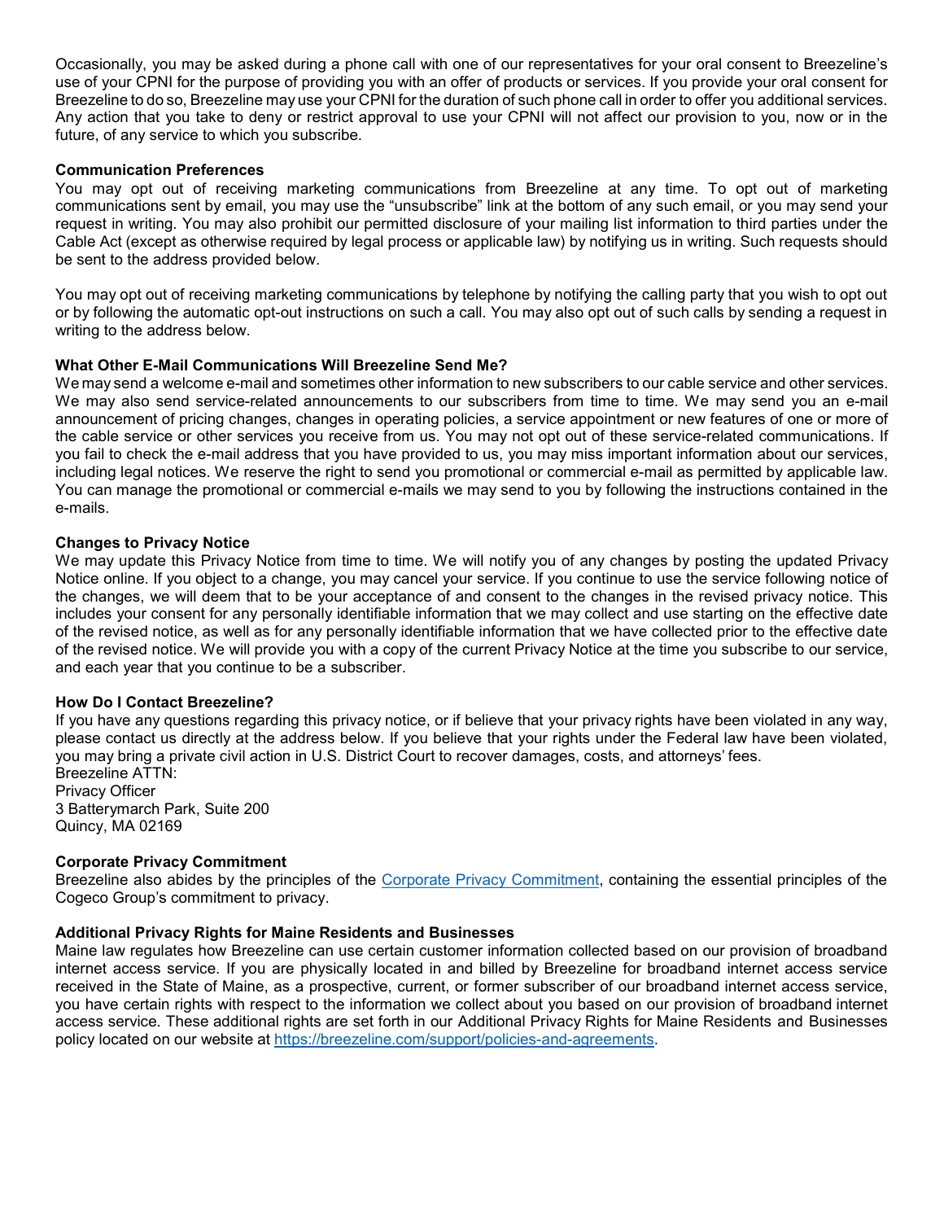Occasionally, you may be asked during a phone call with one of our representatives for your oral consent to Breezeline's use of your CPNI for the purpose of providing you with an offer of products or services. If you provide your oral consent for Breezeline to do so, Breezeline may use your CPNI for the duration of such phone call in order to offer you additional services. Any action that you take to deny or restrict approval to use your CPNI will not affect our provision to you, now or in the future, of any service to which you subscribe.

**Communication Preferences**

You may opt out of receiving marketing communications from Breezeline at any time. To opt out of marketing communications sent by email, you may use the "unsubscribe" link at the bottom of any such email, or you may send your request in writing. You may also prohibit our permitted disclosure of your mailing list information to third parties under the Cable Act (except as otherwise required by legal process or applicable law) by notifying us in writing. Such requests should be sent to the address provided below.

You may opt out of receiving marketing communications by telephone by notifying the calling party that you wish to opt out or by following the automatic opt-out instructions on such a call. You may also opt out of such calls by sending a request in writing to the address below.

**What Other E-Mail Communications Will Breezeline Send Me?**

We may send a welcome e-mail and sometimes other information to new subscribers to our cable service and other services. We may also send service-related announcements to our subscribers from time to time. We may send you an e-mail announcement of pricing changes, changes in operating policies, a service appointment or new features of one or more of the cable service or other services you receive from us. You may not opt out of these service-related communications. If you fail to check the e-mail address that you have provided to us, you may miss important information about our services, including legal notices. We reserve the right to send you promotional or commercial e-mail as permitted by applicable law. You can manage the promotional or commercial e-mails we may send to you by following the instructions contained in the e-mails.

**Changes to Privacy Notice**

We may update this Privacy Notice from time to time. We will notify you of any changes by posting the updated Privacy Notice online. If you object to a change, you may cancel your service. If you continue to use the service following notice of the changes, we will deem that to be your acceptance of and consent to the changes in the revised privacy notice. This includes your consent for any personally identifiable information that we may collect and use starting on the effective date of the revised notice, as well as for any personally identifiable information that we have collected prior to the effective date of the revised notice. We will provide you with a copy of the current Privacy Notice at the time you subscribe to our service, and each year that you continue to be a subscriber.

**How Do I Contact Breezeline?**

If you have any questions regarding this privacy notice, or if believe that your privacy rights have been violated in any way, please contact us directly at the address below. If you believe that your rights under the Federal law have been violated, you may bring a private civil action in U.S. District Court to recover damages, costs, and attorneys' fees.
Breezeline ATTN:
Privacy Officer
3 Batterymarch Park, Suite 200
Quincy, MA 02169

**Corporate Privacy Commitment**

Breezeline also abides by the principles of the Corporate Privacy Commitment, containing the essential principles of the Cogeco Group's commitment to privacy.

**Additional Privacy Rights for Maine Residents and Businesses**

Maine law regulates how Breezeline can use certain customer information collected based on our provision of broadband internet access service. If you are physically located in and billed by Breezeline for broadband internet access service received in the State of Maine, as a prospective, current, or former subscriber of our broadband internet access service, you have certain rights with respect to the information we collect about you based on our provision of broadband internet access service. These additional rights are set forth in our Additional Privacy Rights for Maine Residents and Businesses policy located on our website at https://breezeline.com/support/policies-and-agreements.